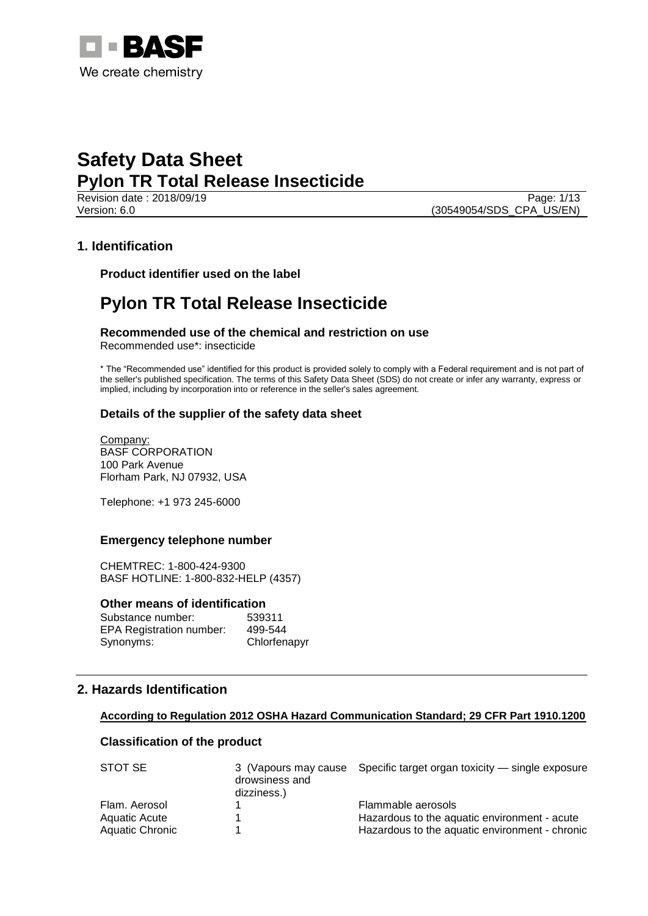BASF

We create chemistry

# Safety Data Sheet
# Pylon TR Total Release Insecticide

Revision date : 2018/09/19
Version: 6.0
(30549054/SDS_CPA_US/EN)

## 1. Identification

### Product identifier used on the label

# Pylon TR Total Release Insecticide

### Recommended use of the chemical and restriction on use

Recommended use*: insecticide

* The "Recommended use" identified for this product is provided solely to comply with a Federal requirement and is not part of the seller's published specification. The terms of this Safety Data Sheet (SDS) do not create or infer any warranty, express or implied, including by incorporation into or reference in the seller's sales agreement.

### Details of the supplier of the safety data sheet

Company:
BASF CORPORATION
100 Park Avenue
Florham Park, NJ 07932, USA

Telephone: +1 973 245-6000

### Emergency telephone number

CHEMTREC: 1-800-424-9300
BASF HOTLINE: 1-800-832-HELP (4357)

### Other means of identification

| | |
|---|---|
| Substance number: | 539311 |
| EPA Registration number: | 499-544 |
| Synonyms: | Chlorfenapyr |

## 2. Hazards Identification

**According to Regulation 2012 OSHA Hazard Communication Standard; 29 CFR Part 1910.1200**

### Classification of the product

| | | |
|---|---|---|
| STOT SE | 3 (Vapours may cause drowsiness and dizziness.) | Specific target organ toxicity — single exposure |
| Flam. Aerosol | 1 | Flammable aerosols |
| Aquatic Acute | 1 | Hazardous to the aquatic environment - acute |
| Aquatic Chronic | 1 | Hazardous to the aquatic environment - chronic |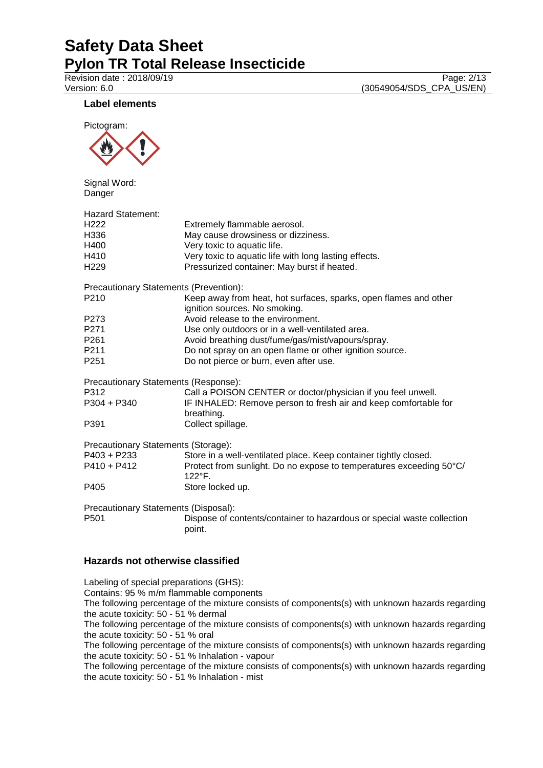### Label elements

Pictogram:

Signal Word:
Danger

Hazard Statement:

| | |
|---|---|
| H222 | Extremely flammable aerosol. |
| H336 | May cause drowsiness or dizziness. |
| H400 | Very toxic to aquatic life. |
| H410 | Very toxic to aquatic life with long lasting effects. |
| H229 | Pressurized container: May burst if heated. |

Precautionary Statements (Prevention):

| | |
|---|---|
| P210 | Keep away from heat, hot surfaces, sparks, open flames and other ignition sources. No smoking. |
| P273 | Avoid release to the environment. |
| P271 | Use only outdoors or in a well-ventilated area. |
| P261 | Avoid breathing dust/fume/gas/mist/vapours/spray. |
| P211 | Do not spray on an open flame or other ignition source. |
| P251 | Do not pierce or burn, even after use. |

Precautionary Statements (Response):

| | |
|---|---|
| P312 | Call a POISON CENTER or doctor/physician if you feel unwell. |
| P304 + P340 | IF INHALED: Remove person to fresh air and keep comfortable for breathing. |
| P391 | Collect spillage. |

Precautionary Statements (Storage):

| | |
|---|---|
| P403 + P233 | Store in a well-ventilated place. Keep container tightly closed. |
| P410 + P412 | Protect from sunlight. Do no expose to temperatures exceeding 50°C/ 122°F. |
| P405 | Store locked up. |

Precautionary Statements (Disposal):

| | |
|---|---|
| P501 | Dispose of contents/container to hazardous or special waste collection point. |

### Hazards not otherwise classified

Labeling of special preparations (GHS):
Contains: 95 % m/m flammable components
The following percentage of the mixture consists of components(s) with unknown hazards regarding the acute toxicity: 50 - 51 % dermal
The following percentage of the mixture consists of components(s) with unknown hazards regarding the acute toxicity: 50 - 51 % oral
The following percentage of the mixture consists of components(s) with unknown hazards regarding the acute toxicity: 50 - 51 % Inhalation - vapour
The following percentage of the mixture consists of components(s) with unknown hazards regarding the acute toxicity: 50 - 51 % Inhalation - mist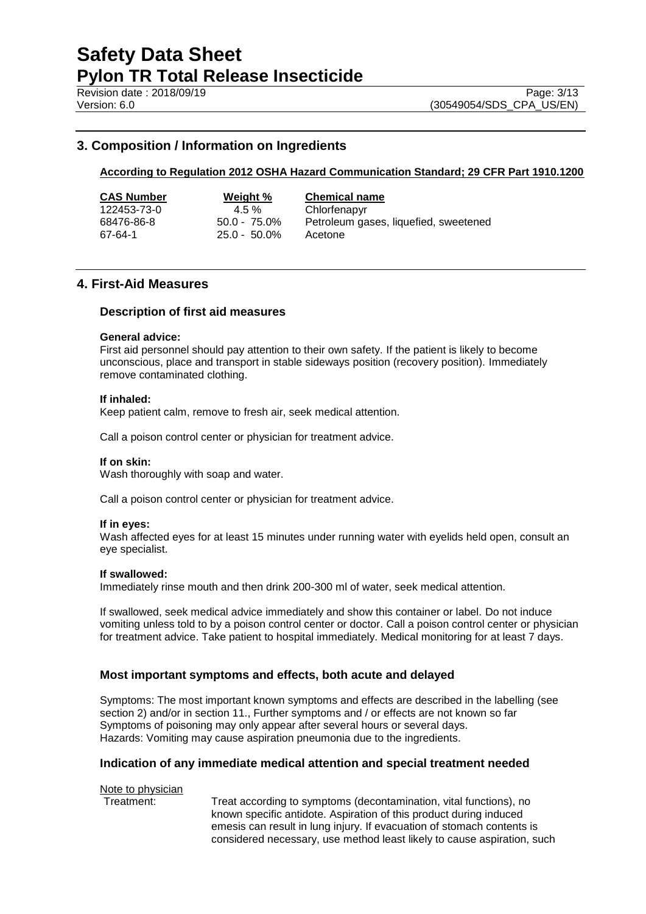## 3. Composition / Information on Ingredients

**According to Regulation 2012 OSHA Hazard Communication Standard; 29 CFR Part 1910.1200**

| CAS Number | Weight % | Chemical name |
|---|---|---|
| 122453-73-0 | 4.5 % | Chlorfenapyr |
| 68476-86-8 | 50.0 - 75.0% | Petroleum gases, liquefied, sweetened |
| 67-64-1 | 25.0 - 50.0% | Acetone |

## 4. First-Aid Measures

### Description of first aid measures

**General advice:**
First aid personnel should pay attention to their own safety. If the patient is likely to become unconscious, place and transport in stable sideways position (recovery position). Immediately remove contaminated clothing.

**If inhaled:**
Keep patient calm, remove to fresh air, seek medical attention.

Call a poison control center or physician for treatment advice.

**If on skin:**
Wash thoroughly with soap and water.

Call a poison control center or physician for treatment advice.

**If in eyes:**
Wash affected eyes for at least 15 minutes under running water with eyelids held open, consult an eye specialist.

**If swallowed:**
Immediately rinse mouth and then drink 200-300 ml of water, seek medical attention.

If swallowed, seek medical advice immediately and show this container or label. Do not induce vomiting unless told to by a poison control center or doctor. Call a poison control center or physician for treatment advice. Take patient to hospital immediately. Medical monitoring for at least 7 days.

### Most important symptoms and effects, both acute and delayed

Symptoms: The most important known symptoms and effects are described in the labelling (see section 2) and/or in section 11., Further symptoms and / or effects are not known so far
Symptoms of poisoning may only appear after several hours or several days.
Hazards: Vomiting may cause aspiration pneumonia due to the ingredients.

### Indication of any immediate medical attention and special treatment needed

Note to physician

Treatment: Treat according to symptoms (decontamination, vital functions), no known specific antidote. Aspiration of this product during induced emesis can result in lung injury. If evacuation of stomach contents is considered necessary, use method least likely to cause aspiration, such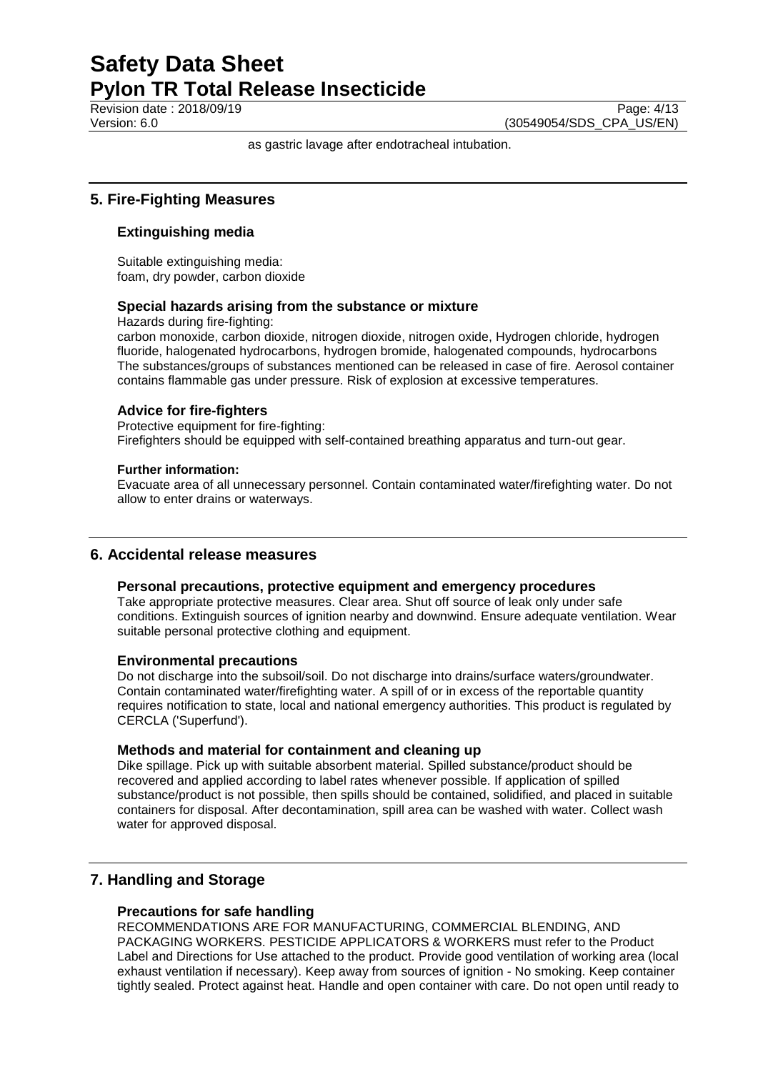as gastric lavage after endotracheal intubation.

## 5. Fire-Fighting Measures

### Extinguishing media

Suitable extinguishing media:
foam, dry powder, carbon dioxide

### Special hazards arising from the substance or mixture

Hazards during fire-fighting:
carbon monoxide, carbon dioxide, nitrogen dioxide, nitrogen oxide, Hydrogen chloride, hydrogen fluoride, halogenated hydrocarbons, hydrogen bromide, halogenated compounds, hydrocarbons
The substances/groups of substances mentioned can be released in case of fire. Aerosol container contains flammable gas under pressure. Risk of explosion at excessive temperatures.

### Advice for fire-fighters

Protective equipment for fire-fighting:
Firefighters should be equipped with self-contained breathing apparatus and turn-out gear.

**Further information:**
Evacuate area of all unnecessary personnel. Contain contaminated water/firefighting water. Do not allow to enter drains or waterways.

## 6. Accidental release measures

### Personal precautions, protective equipment and emergency procedures

Take appropriate protective measures. Clear area. Shut off source of leak only under safe conditions. Extinguish sources of ignition nearby and downwind. Ensure adequate ventilation. Wear suitable personal protective clothing and equipment.

### Environmental precautions

Do not discharge into the subsoil/soil. Do not discharge into drains/surface waters/groundwater. Contain contaminated water/firefighting water. A spill of or in excess of the reportable quantity requires notification to state, local and national emergency authorities. This product is regulated by CERCLA ('Superfund').

### Methods and material for containment and cleaning up

Dike spillage. Pick up with suitable absorbent material. Spilled substance/product should be recovered and applied according to label rates whenever possible. If application of spilled substance/product is not possible, then spills should be contained, solidified, and placed in suitable containers for disposal. After decontamination, spill area can be washed with water. Collect wash water for approved disposal.

## 7. Handling and Storage

### Precautions for safe handling

RECOMMENDATIONS ARE FOR MANUFACTURING, COMMERCIAL BLENDING, AND PACKAGING WORKERS. PESTICIDE APPLICATORS & WORKERS must refer to the Product Label and Directions for Use attached to the product. Provide good ventilation of working area (local exhaust ventilation if necessary). Keep away from sources of ignition - No smoking. Keep container tightly sealed. Protect against heat. Handle and open container with care. Do not open until ready to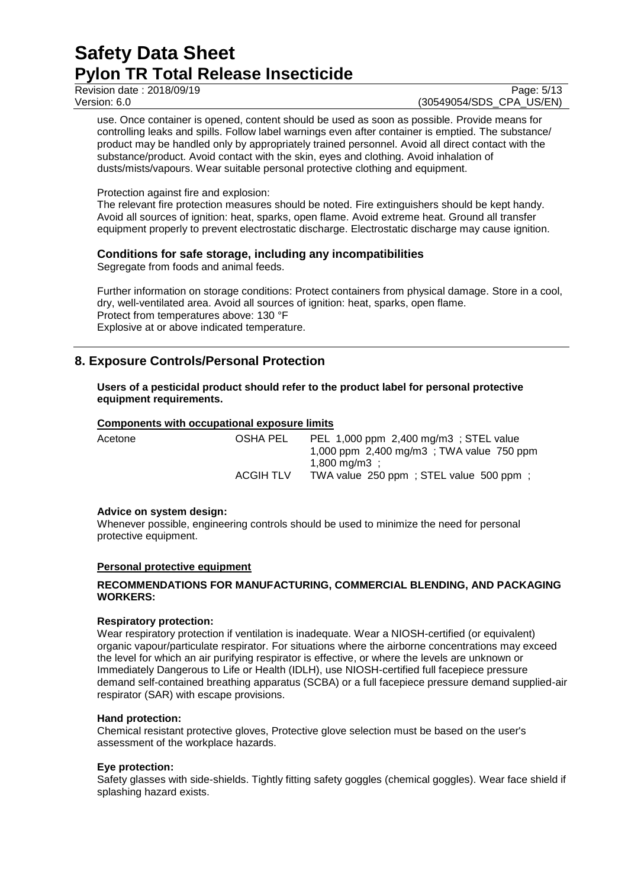use. Once container is opened, content should be used as soon as possible. Provide means for controlling leaks and spills. Follow label warnings even after container is emptied. The substance/ product may be handled only by appropriately trained personnel. Avoid all direct contact with the substance/product. Avoid contact with the skin, eyes and clothing. Avoid inhalation of dusts/mists/vapours. Wear suitable personal protective clothing and equipment.

Protection against fire and explosion:
The relevant fire protection measures should be noted. Fire extinguishers should be kept handy. Avoid all sources of ignition: heat, sparks, open flame. Avoid extreme heat. Ground all transfer equipment properly to prevent electrostatic discharge. Electrostatic discharge may cause ignition.

### Conditions for safe storage, including any incompatibilities

Segregate from foods and animal feeds.

Further information on storage conditions: Protect containers from physical damage. Store in a cool, dry, well-ventilated area. Avoid all sources of ignition: heat, sparks, open flame.
Protect from temperatures above: 130 °F
Explosive at or above indicated temperature.

## 8. Exposure Controls/Personal Protection

**Users of a pesticidal product should refer to the product label for personal protective equipment requirements.**

**Components with occupational exposure limits**

| | | |
|---|---|---|
| Acetone | OSHA PEL | PEL 1,000 ppm 2,400 mg/m3 ; STEL value 1,000 ppm 2,400 mg/m3 ; TWA value 750 ppm 1,800 mg/m3 ; |
| | ACGIH TLV | TWA value 250 ppm ; STEL value 500 ppm ; |

**Advice on system design:**
Whenever possible, engineering controls should be used to minimize the need for personal protective equipment.

**Personal protective equipment**

**RECOMMENDATIONS FOR MANUFACTURING, COMMERCIAL BLENDING, AND PACKAGING WORKERS:**

**Respiratory protection:**
Wear respiratory protection if ventilation is inadequate. Wear a NIOSH-certified (or equivalent) organic vapour/particulate respirator. For situations where the airborne concentrations may exceed the level for which an air purifying respirator is effective, or where the levels are unknown or Immediately Dangerous to Life or Health (IDLH), use NIOSH-certified full facepiece pressure demand self-contained breathing apparatus (SCBA) or a full facepiece pressure demand supplied-air respirator (SAR) with escape provisions.

**Hand protection:**
Chemical resistant protective gloves, Protective glove selection must be based on the user's assessment of the workplace hazards.

**Eye protection:**
Safety glasses with side-shields. Tightly fitting safety goggles (chemical goggles). Wear face shield if splashing hazard exists.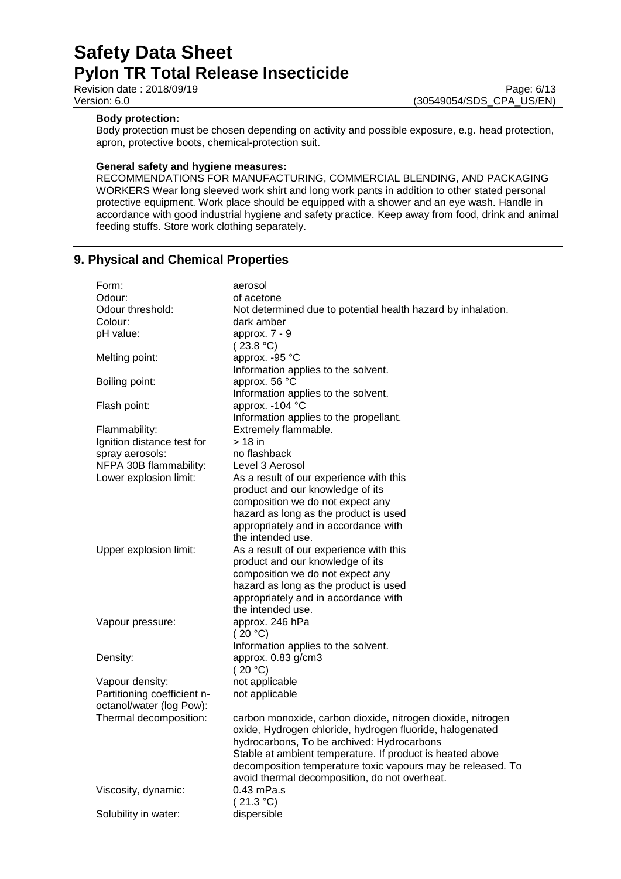**Body protection:**

Body protection must be chosen depending on activity and possible exposure, e.g. head protection, apron, protective boots, chemical-protection suit.

**General safety and hygiene measures:**

RECOMMENDATIONS FOR MANUFACTURING, COMMERCIAL BLENDING, AND PACKAGING WORKERS Wear long sleeved work shirt and long work pants in addition to other stated personal protective equipment. Work place should be equipped with a shower and an eye wash. Handle in accordance with good industrial hygiene and safety practice. Keep away from food, drink and animal feeding stuffs. Store work clothing separately.

## 9. Physical and Chemical Properties

| | |
|---|---|
| Form: | aerosol |
| Odour: | of acetone |
| Odour threshold: | Not determined due to potential health hazard by inhalation. |
| Colour: | dark amber |
| pH value: | approx. 7 - 9<br>( 23.8 °C) |
| Melting point: | approx. -95 °C<br>Information applies to the solvent. |
| Boiling point: | approx. 56 °C<br>Information applies to the solvent. |
| Flash point: | approx. -104 °C<br>Information applies to the propellant. |
| Flammability: | Extremely flammable. |
| Ignition distance test for spray aerosols: | > 18 in<br>no flashback |
| NFPA 30B flammability: | Level 3 Aerosol |
| Lower explosion limit: | As a result of our experience with this product and our knowledge of its composition we do not expect any hazard as long as the product is used appropriately and in accordance with the intended use. |
| Upper explosion limit: | As a result of our experience with this product and our knowledge of its composition we do not expect any hazard as long as the product is used appropriately and in accordance with the intended use. |
| Vapour pressure: | approx. 246 hPa<br>( 20 °C)<br>Information applies to the solvent. |
| Density: | approx. 0.83 g/cm3<br>( 20 °C) |
| Vapour density: | not applicable |
| Partitioning coefficient n-octanol/water (log Pow): | not applicable |
| Thermal decomposition: | carbon monoxide, carbon dioxide, nitrogen dioxide, nitrogen oxide, Hydrogen chloride, hydrogen fluoride, halogenated hydrocarbons, To be archived: Hydrocarbons<br>Stable at ambient temperature. If product is heated above decomposition temperature toxic vapours may be released. To avoid thermal decomposition, do not overheat. |
| Viscosity, dynamic: | 0.43 mPa.s<br>( 21.3 °C) |
| Solubility in water: | dispersible |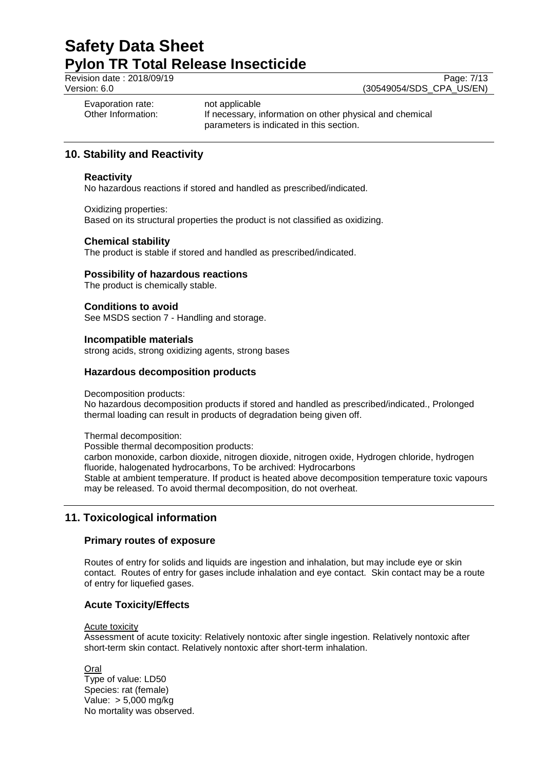| | |
|---|---|
| Evaporation rate: | not applicable |
| Other Information: | If necessary, information on other physical and chemical parameters is indicated in this section. |

## 10. Stability and Reactivity

### Reactivity

No hazardous reactions if stored and handled as prescribed/indicated.

Oxidizing properties:
Based on its structural properties the product is not classified as oxidizing.

### Chemical stability

The product is stable if stored and handled as prescribed/indicated.

### Possibility of hazardous reactions

The product is chemically stable.

### Conditions to avoid

See MSDS section 7 - Handling and storage.

### Incompatible materials

strong acids, strong oxidizing agents, strong bases

### Hazardous decomposition products

Decomposition products:
No hazardous decomposition products if stored and handled as prescribed/indicated., Prolonged thermal loading can result in products of degradation being given off.

Thermal decomposition:
Possible thermal decomposition products:
carbon monoxide, carbon dioxide, nitrogen dioxide, nitrogen oxide, Hydrogen chloride, hydrogen fluoride, halogenated hydrocarbons, To be archived: Hydrocarbons
Stable at ambient temperature. If product is heated above decomposition temperature toxic vapours may be released. To avoid thermal decomposition, do not overheat.

## 11. Toxicological information

### Primary routes of exposure

Routes of entry for solids and liquids are ingestion and inhalation, but may include eye or skin contact. Routes of entry for gases include inhalation and eye contact. Skin contact may be a route of entry for liquefied gases.

### Acute Toxicity/Effects

Acute toxicity
Assessment of acute toxicity: Relatively nontoxic after single ingestion. Relatively nontoxic after short-term skin contact. Relatively nontoxic after short-term inhalation.

Oral
Type of value: LD50
Species: rat (female)
Value: > 5,000 mg/kg
No mortality was observed.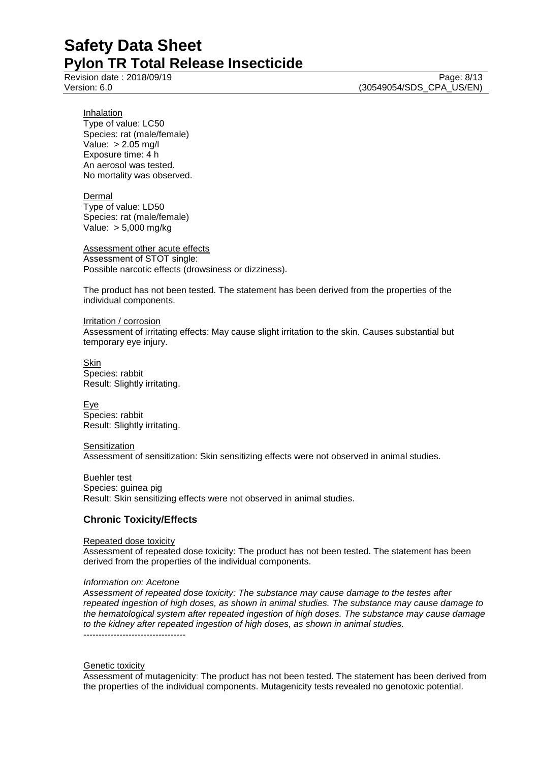Inhalation
Type of value: LC50
Species: rat (male/female)
Value: > 2.05 mg/l
Exposure time: 4 h
An aerosol was tested.
No mortality was observed.

Dermal
Type of value: LD50
Species: rat (male/female)
Value: > 5,000 mg/kg

Assessment other acute effects
Assessment of STOT single:
Possible narcotic effects (drowsiness or dizziness).

The product has not been tested. The statement has been derived from the properties of the individual components.

Irritation / corrosion
Assessment of irritating effects: May cause slight irritation to the skin. Causes substantial but temporary eye injury.

Skin
Species: rabbit
Result: Slightly irritating.

Eye
Species: rabbit
Result: Slightly irritating.

Sensitization
Assessment of sensitization: Skin sensitizing effects were not observed in animal studies.

Buehler test
Species: guinea pig
Result: Skin sensitizing effects were not observed in animal studies.

## Chronic Toxicity/Effects

Repeated dose toxicity
Assessment of repeated dose toxicity: The product has not been tested. The statement has been derived from the properties of the individual components.

*Information on: Acetone*
*Assessment of repeated dose toxicity: The substance may cause damage to the testes after repeated ingestion of high doses, as shown in animal studies. The substance may cause damage to the hematological system after repeated ingestion of high doses. The substance may cause damage to the kidney after repeated ingestion of high doses, as shown in animal studies.*
----------------------------------

Genetic toxicity
Assessment of mutagenicity: The product has not been tested. The statement has been derived from the properties of the individual components. Mutagenicity tests revealed no genotoxic potential.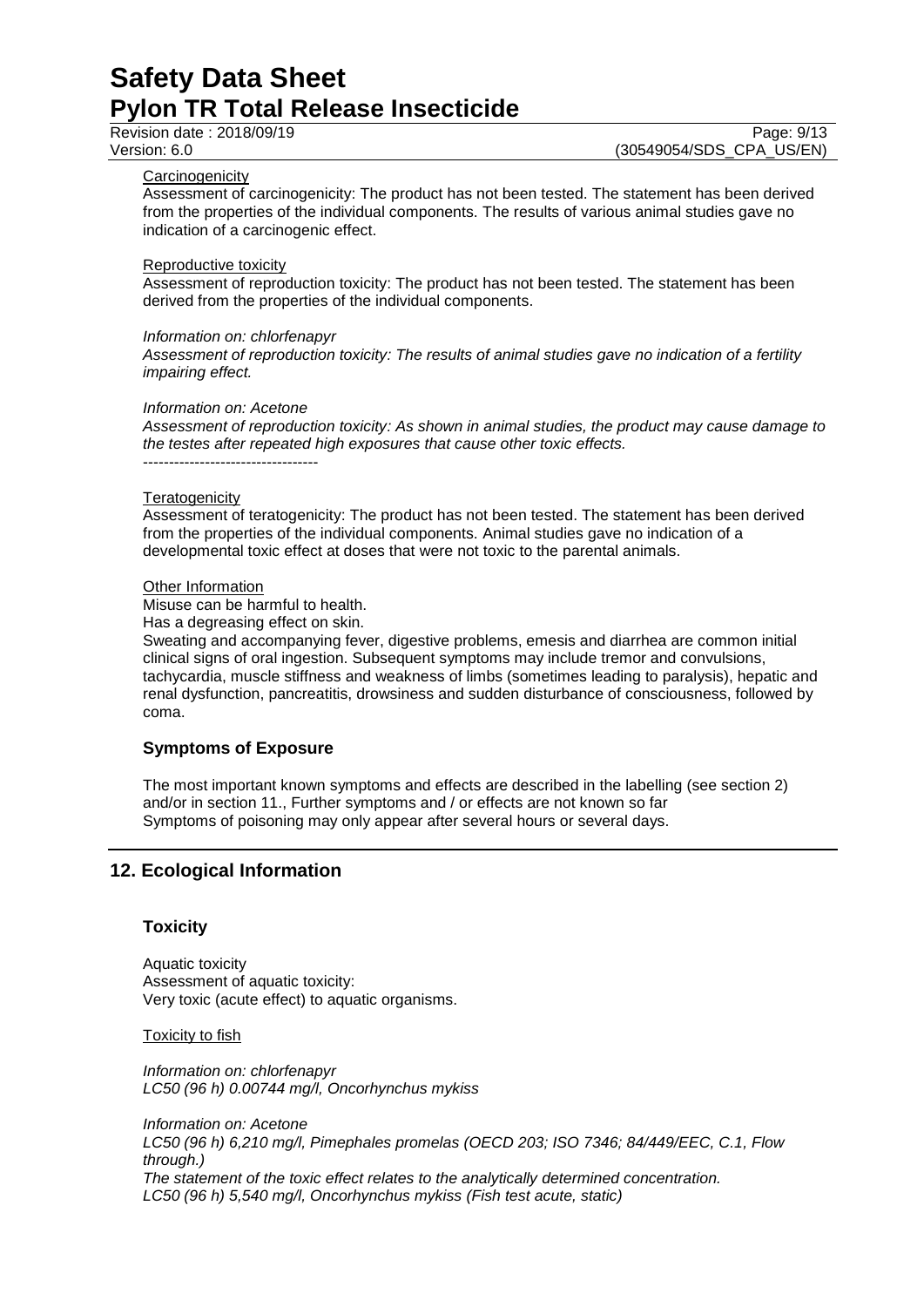Carcinogenicity

Assessment of carcinogenicity: The product has not been tested. The statement has been derived from the properties of the individual components. The results of various animal studies gave no indication of a carcinogenic effect.

Reproductive toxicity

Assessment of reproduction toxicity: The product has not been tested. The statement has been derived from the properties of the individual components.

*Information on: chlorfenapyr*
*Assessment of reproduction toxicity: The results of animal studies gave no indication of a fertility impairing effect.*

*Information on: Acetone*
*Assessment of reproduction toxicity: As shown in animal studies, the product may cause damage to the testes after repeated high exposures that cause other toxic effects.*
----------------------------------

Teratogenicity

Assessment of teratogenicity: The product has not been tested. The statement has been derived from the properties of the individual components. Animal studies gave no indication of a developmental toxic effect at doses that were not toxic to the parental animals.

Other Information

Misuse can be harmful to health.
Has a degreasing effect on skin.
Sweating and accompanying fever, digestive problems, emesis and diarrhea are common initial clinical signs of oral ingestion. Subsequent symptoms may include tremor and convulsions, tachycardia, muscle stiffness and weakness of limbs (sometimes leading to paralysis), hepatic and renal dysfunction, pancreatitis, drowsiness and sudden disturbance of consciousness, followed by coma.

### Symptoms of Exposure

The most important known symptoms and effects are described in the labelling (see section 2) and/or in section 11., Further symptoms and / or effects are not known so far
Symptoms of poisoning may only appear after several hours or several days.

## 12. Ecological Information

### Toxicity

Aquatic toxicity
Assessment of aquatic toxicity:
Very toxic (acute effect) to aquatic organisms.

Toxicity to fish

*Information on: chlorfenapyr*
*LC50 (96 h) 0.00744 mg/l, Oncorhynchus mykiss*

*Information on: Acetone*
*LC50 (96 h) 6,210 mg/l, Pimephales promelas (OECD 203; ISO 7346; 84/449/EEC, C.1, Flow through.)*
*The statement of the toxic effect relates to the analytically determined concentration.*
*LC50 (96 h) 5,540 mg/l, Oncorhynchus mykiss (Fish test acute, static)*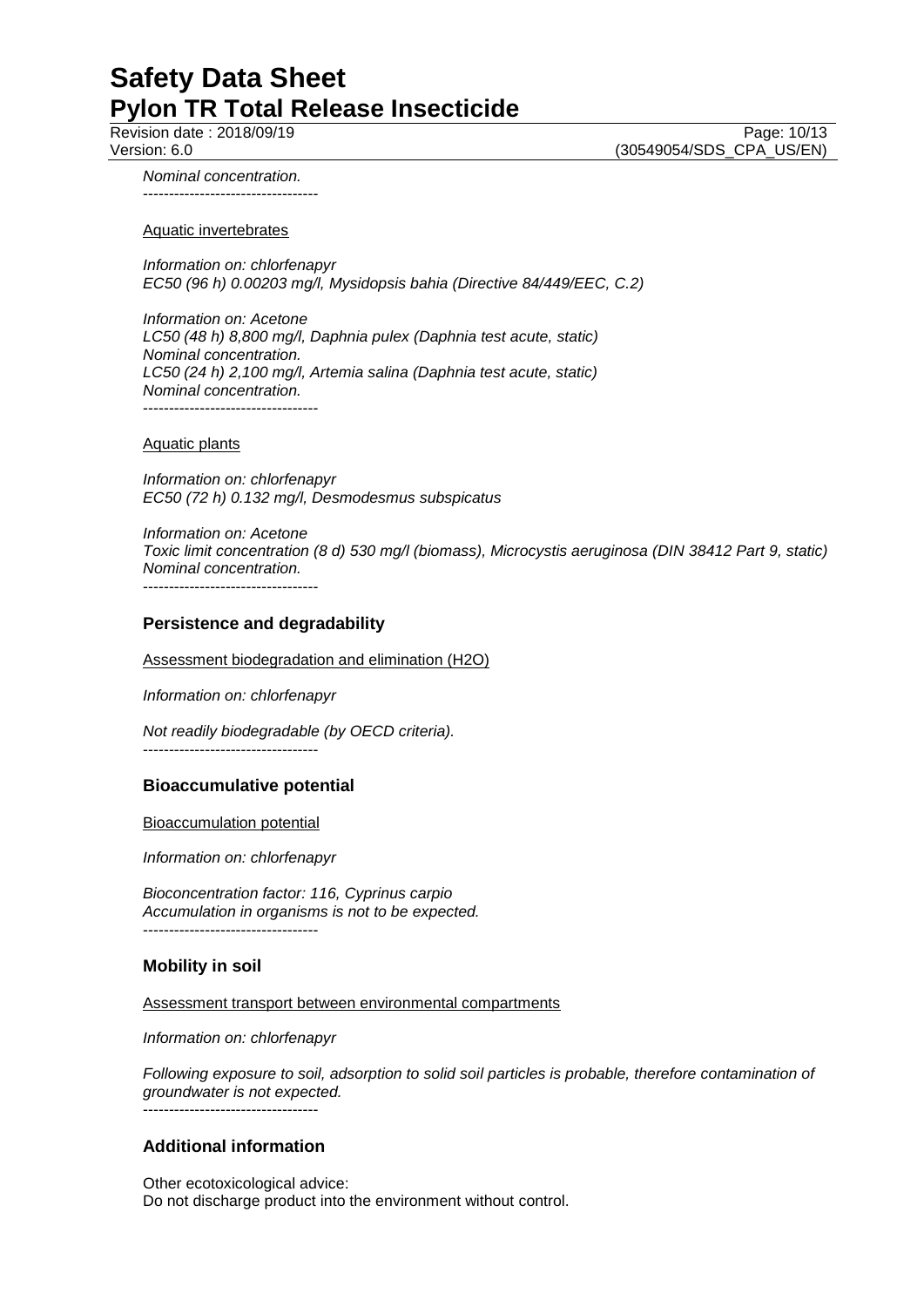*Nominal concentration.*
----------------------------------

Aquatic invertebrates

*Information on: chlorfenapyr*
*EC50 (96 h) 0.00203 mg/l, Mysidopsis bahia (Directive 84/449/EEC, C.2)*

*Information on: Acetone*
*LC50 (48 h) 8,800 mg/l, Daphnia pulex (Daphnia test acute, static)*
*Nominal concentration.*
*LC50 (24 h) 2,100 mg/l, Artemia salina (Daphnia test acute, static)*
*Nominal concentration.*
----------------------------------

Aquatic plants

*Information on: chlorfenapyr*
*EC50 (72 h) 0.132 mg/l, Desmodesmus subspicatus*

*Information on: Acetone*
*Toxic limit concentration (8 d) 530 mg/l (biomass), Microcystis aeruginosa (DIN 38412 Part 9, static)*
*Nominal concentration.*
----------------------------------

### Persistence and degradability

Assessment biodegradation and elimination ($H_2O$)

*Information on: chlorfenapyr*

*Not readily biodegradable (by OECD criteria).*
----------------------------------

### Bioaccumulative potential

Bioaccumulation potential

*Information on: chlorfenapyr*

*Bioconcentration factor: 116, Cyprinus carpio*
*Accumulation in organisms is not to be expected.*
----------------------------------

### Mobility in soil

Assessment transport between environmental compartments

*Information on: chlorfenapyr*

*Following exposure to soil, adsorption to solid soil particles is probable, therefore contamination of groundwater is not expected.*
----------------------------------

### Additional information

Other ecotoxicological advice:
Do not discharge product into the environment without control.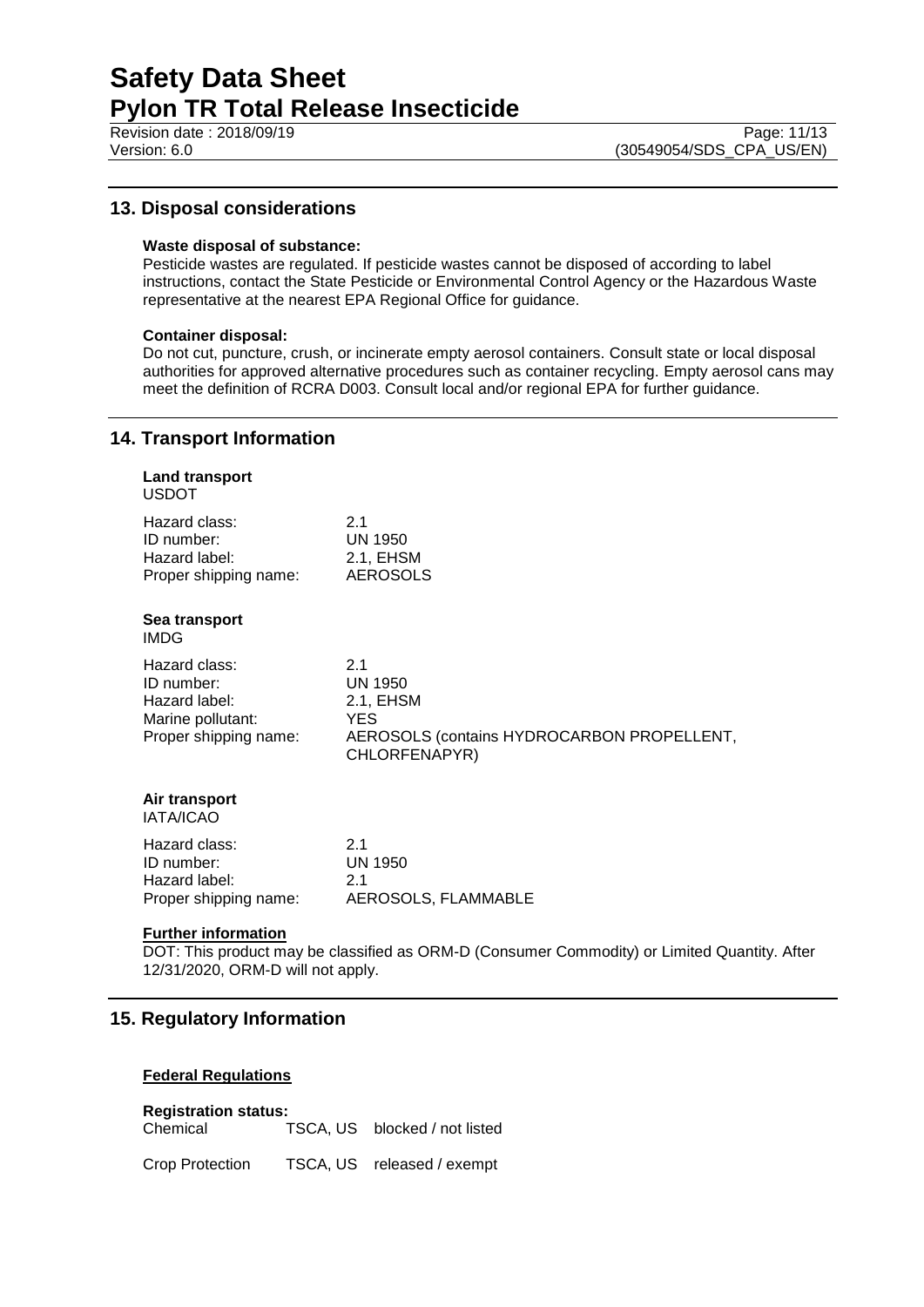## 13. Disposal considerations

**Waste disposal of substance:**
Pesticide wastes are regulated. If pesticide wastes cannot be disposed of according to label instructions, contact the State Pesticide or Environmental Control Agency or the Hazardous Waste representative at the nearest EPA Regional Office for guidance.

**Container disposal:**
Do not cut, puncture, crush, or incinerate empty aerosol containers. Consult state or local disposal authorities for approved alternative procedures such as container recycling. Empty aerosol cans may meet the definition of RCRA D003. Consult local and/or regional EPA for further guidance.

## 14. Transport Information

**Land transport**
USDOT

| | |
|---|---|
| Hazard class: | 2.1 |
| ID number: | UN 1950 |
| Hazard label: | 2.1, EHSM |
| Proper shipping name: | AEROSOLS |

**Sea transport**
IMDG

| | |
|---|---|
| Hazard class: | 2.1 |
| ID number: | UN 1950 |
| Hazard label: | 2.1, EHSM |
| Marine pollutant: | YES |
| Proper shipping name: | AEROSOLS (contains HYDROCARBON PROPELLENT, CHLORFENAPYR) |

**Air transport**
IATA/ICAO

| | |
|---|---|
| Hazard class: | 2.1 |
| ID number: | UN 1950 |
| Hazard label: | 2.1 |
| Proper shipping name: | AEROSOLS, FLAMMABLE |

**Further information**
DOT: This product may be classified as ORM-D (Consumer Commodity) or Limited Quantity. After 12/31/2020, ORM-D will not apply.

## 15. Regulatory Information

**Federal Regulations**

**Registration status:**

| | | |
|---|---|---|
| Chemical | TSCA, US | blocked / not listed |
| Crop Protection | TSCA, US | released / exempt |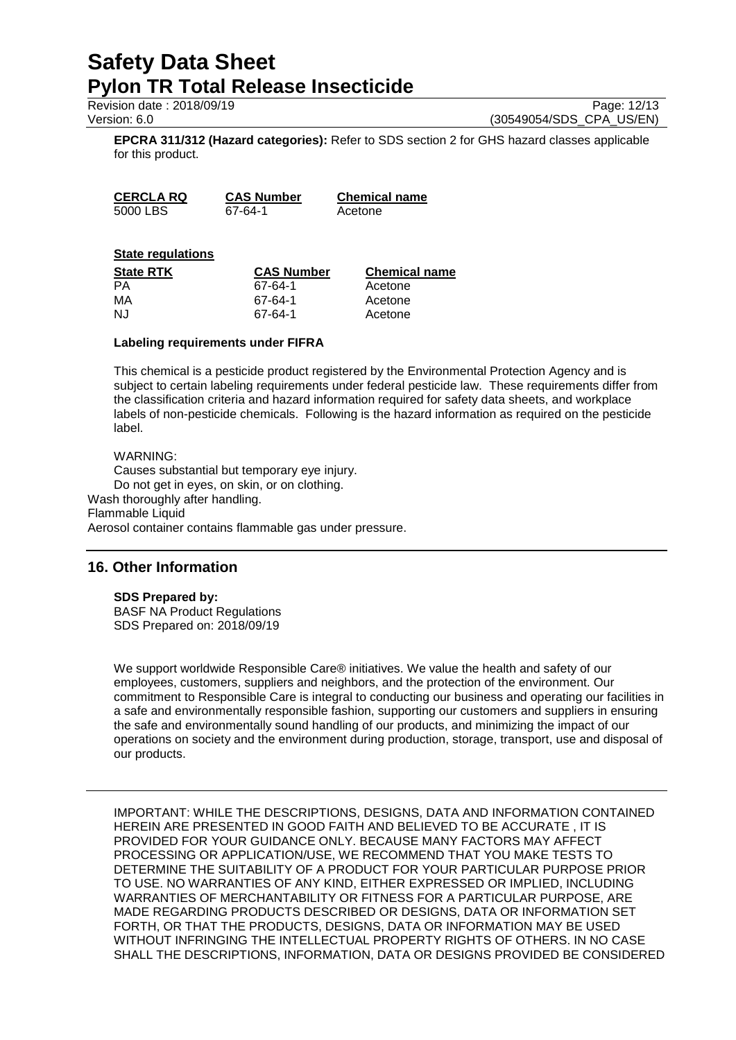**EPCRA 311/312 (Hazard categories):** Refer to SDS section 2 for GHS hazard classes applicable for this product.

| CERCLA RQ | CAS Number | Chemical name |
|---|---|---|
| 5000 LBS | 67-64-1 | Acetone |

**State regulations**

| State RTK | CAS Number | Chemical name |
|---|---|---|
| PA | 67-64-1 | Acetone |
| MA | 67-64-1 | Acetone |
| NJ | 67-64-1 | Acetone |

**Labeling requirements under FIFRA**

This chemical is a pesticide product registered by the Environmental Protection Agency and is subject to certain labeling requirements under federal pesticide law. These requirements differ from the classification criteria and hazard information required for safety data sheets, and workplace labels of non-pesticide chemicals. Following is the hazard information as required on the pesticide label.

WARNING:
Causes substantial but temporary eye injury.
Do not get in eyes, on skin, or on clothing.
Wash thoroughly after handling.
Flammable Liquid
Aerosol container contains flammable gas under pressure.

## 16. Other Information

**SDS Prepared by:**
BASF NA Product Regulations
SDS Prepared on: 2018/09/19

We support worldwide Responsible Care® initiatives. We value the health and safety of our employees, customers, suppliers and neighbors, and the protection of the environment. Our commitment to Responsible Care is integral to conducting our business and operating our facilities in a safe and environmentally responsible fashion, supporting our customers and suppliers in ensuring the safe and environmentally sound handling of our products, and minimizing the impact of our operations on society and the environment during production, storage, transport, use and disposal of our products.

IMPORTANT: WHILE THE DESCRIPTIONS, DESIGNS, DATA AND INFORMATION CONTAINED HEREIN ARE PRESENTED IN GOOD FAITH AND BELIEVED TO BE ACCURATE , IT IS PROVIDED FOR YOUR GUIDANCE ONLY. BECAUSE MANY FACTORS MAY AFFECT PROCESSING OR APPLICATION/USE, WE RECOMMEND THAT YOU MAKE TESTS TO DETERMINE THE SUITABILITY OF A PRODUCT FOR YOUR PARTICULAR PURPOSE PRIOR TO USE. NO WARRANTIES OF ANY KIND, EITHER EXPRESSED OR IMPLIED, INCLUDING WARRANTIES OF MERCHANTABILITY OR FITNESS FOR A PARTICULAR PURPOSE, ARE MADE REGARDING PRODUCTS DESCRIBED OR DESIGNS, DATA OR INFORMATION SET FORTH, OR THAT THE PRODUCTS, DESIGNS, DATA OR INFORMATION MAY BE USED WITHOUT INFRINGING THE INTELLECTUAL PROPERTY RIGHTS OF OTHERS. IN NO CASE SHALL THE DESCRIPTIONS, INFORMATION, DATA OR DESIGNS PROVIDED BE CONSIDERED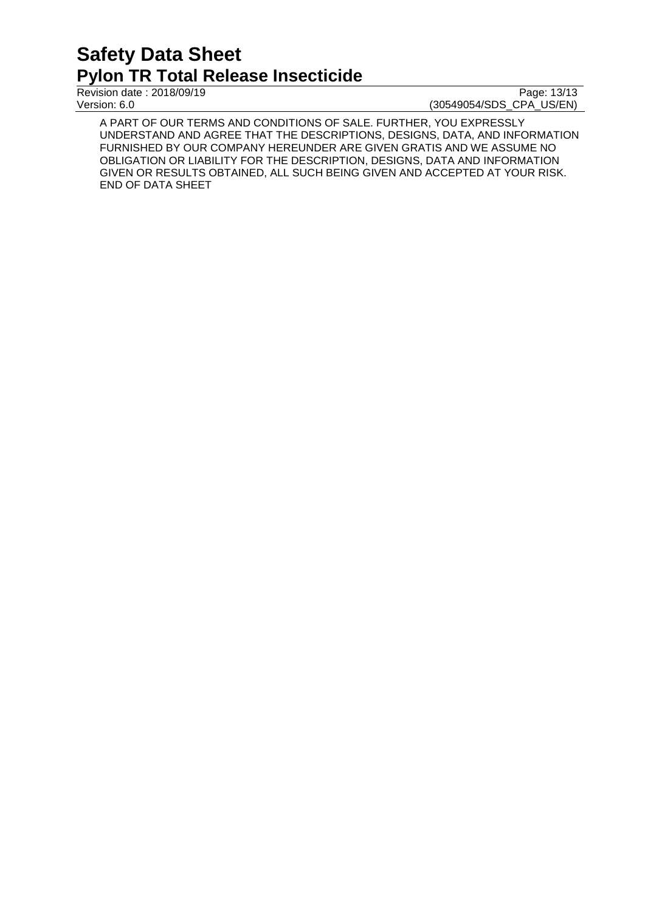A PART OF OUR TERMS AND CONDITIONS OF SALE. FURTHER, YOU EXPRESSLY UNDERSTAND AND AGREE THAT THE DESCRIPTIONS, DESIGNS, DATA, AND INFORMATION FURNISHED BY OUR COMPANY HEREUNDER ARE GIVEN GRATIS AND WE ASSUME NO OBLIGATION OR LIABILITY FOR THE DESCRIPTION, DESIGNS, DATA AND INFORMATION GIVEN OR RESULTS OBTAINED, ALL SUCH BEING GIVEN AND ACCEPTED AT YOUR RISK.

END OF DATA SHEET